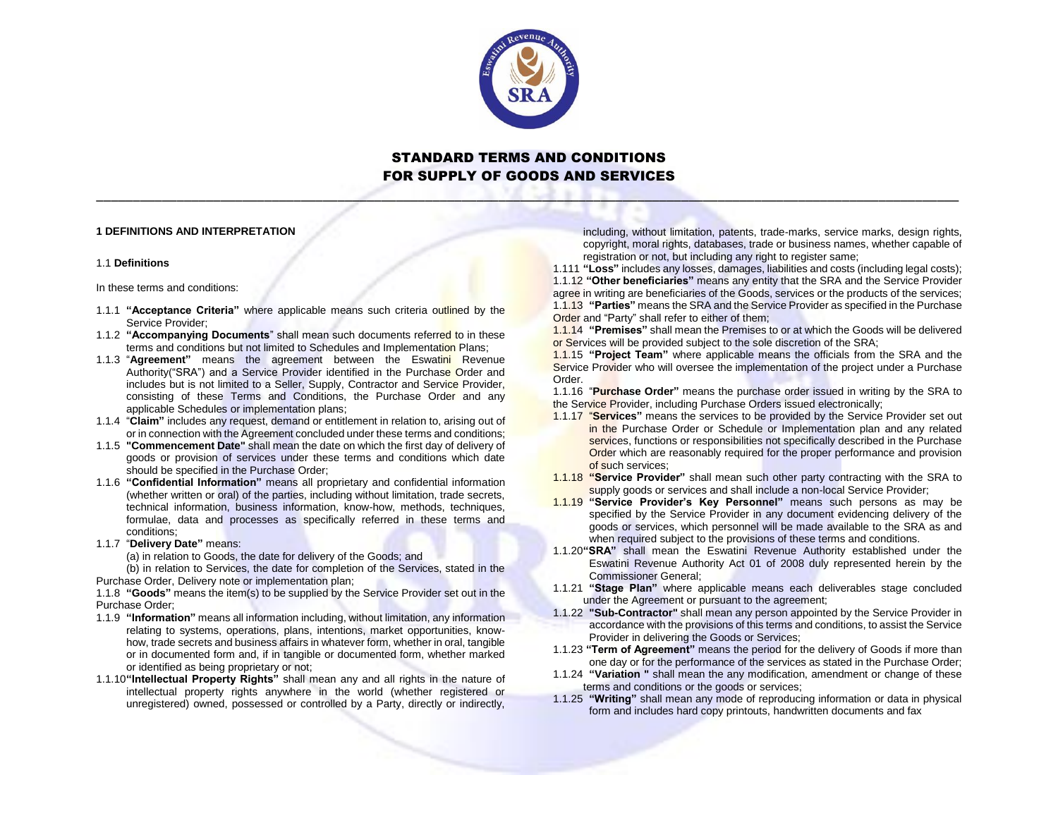# STANDARD TERMS AND CONDITIONS FOR SUPPLY OF GOODS AND SERVICES

## 1 DEFINITIONS AND INTERPRETATION

### 1.1 Definitions

In these terms and conditions:

1.1.1 **"Acceptance Criteria"** where applicable means such criteria outlined by the Service Provider;

1.1.2 **"Accompanying Documents**" shall mean such documents referred to in these terms and conditions but not limited to Schedules and Implementation Plans;

1.1.3 "**Agreement"** means the agreement between the Eswatini Revenue Authority("SRA") and a Service Provider identified in the Purchase Order and includes but is not limited to a Seller, Supply, Contractor and Service Provider, consisting of these Terms and Conditions, the Purchase Order and any applicable Schedules or implementation plans;

1.1.4 "**Claim"** includes any request, demand or entitlement in relation to, arising out of or in connection with the Agreement concluded under these terms and conditions;

1.1.5 **"Commencement Date"** shall mean the date on which the first day of delivery of goods or provision of services under these terms and conditions which date should be specified in the Purchase Order;

1.1.6 **"Confidential Information"** means all proprietary and confidential information (whether written or oral) of the parties, including without limitation, trade secrets, technical information, business information, know-how, methods, techniques, formulae, data and processes as specifically referred in these terms and conditions;

1.1.7 "**Delivery Date"** means:

(a) in relation to Goods, the date for delivery of the Goods; and

(b) in relation to Services, the date for completion of the Services, stated in the Purchase Order, Delivery note or implementation plan;

1.1.8 **"Goods"** means the item(s) to be supplied by the Service Provider set out in the Purchase Order;

1.1.9 **"Information"** means all information including, without limitation, any information relating to systems, operations, plans, intentions, market opportunities, know-how, trade secrets and business affairs in whatever form, whether in oral, tangible or in documented form and, if in tangible or documented form, whether marked or identified as being proprietary or not;

1.1.10 **"Intellectual Property Rights"** shall mean any and all rights in the nature of intellectual property rights anywhere in the world (whether registered or unregistered) owned, possessed or controlled by a Party, directly or indirectly, including, without limitation, patents, trade-marks, service marks, design rights, copyright, moral rights, databases, trade or business names, whether capable of registration or not, but including any right to register same;

1.111 **"Loss"** includes any losses, damages, liabilities and costs (including legal costs);

1.1.12 **"Other beneficiaries"** means any entity that the SRA and the Service Provider agree in writing are beneficiaries of the Goods, services or the products of the services;

1.1.13 **"Parties"** means the SRA and the Service Provider as specified in the Purchase Order and "Party" shall refer to either of them;

1.1.14 **"Premises"** shall mean the Premises to or at which the Goods will be delivered or Services will be provided subject to the sole discretion of the SRA;

1.1.15 **"Project Team"** where applicable means the officials from the SRA and the Service Provider who will oversee the implementation of the project under a Purchase Order.

1.1.16 "**Purchase Order"** means the purchase order issued in writing by the SRA to the Service Provider, including Purchase Orders issued electronically;

1.1.17 "**Services"** means the services to be provided by the Service Provider set out in the Purchase Order or Schedule or Implementation plan and any related services, functions or responsibilities not specifically described in the Purchase Order which are reasonably required for the proper performance and provision of such services;

1.1.18 **"Service Provider"** shall mean such other party contracting with the SRA to supply goods or services and shall include a non-local Service Provider;

1.1.19 **"Service Provider's Key Personnel"** means such persons as may be specified by the Service Provider in any document evidencing delivery of the goods or services, which personnel will be made available to the SRA as and when required subject to the provisions of these terms and conditions.

1.1.20 **"SRA"** shall mean the Eswatini Revenue Authority established under the Eswatini Revenue Authority Act 01 of 2008 duly represented herein by the Commissioner General;

1.1.21 **"Stage Plan"** where applicable means each deliverables stage concluded under the Agreement or pursuant to the agreement;

1.1.22 **"Sub-Contractor"** shall mean any person appointed by the Service Provider in accordance with the provisions of this terms and conditions, to assist the Service Provider in delivering the Goods or Services;

1.1.23 **"Term of Agreement"** means the period for the delivery of Goods if more than one day or for the performance of the services as stated in the Purchase Order;

1.1.24 **"Variation "** shall mean the any modification, amendment or change of these terms and conditions or the goods or services;

1.1.25 **"Writing"** shall mean any mode of reproducing information or data in physical form and includes hard copy printouts, handwritten documents and fax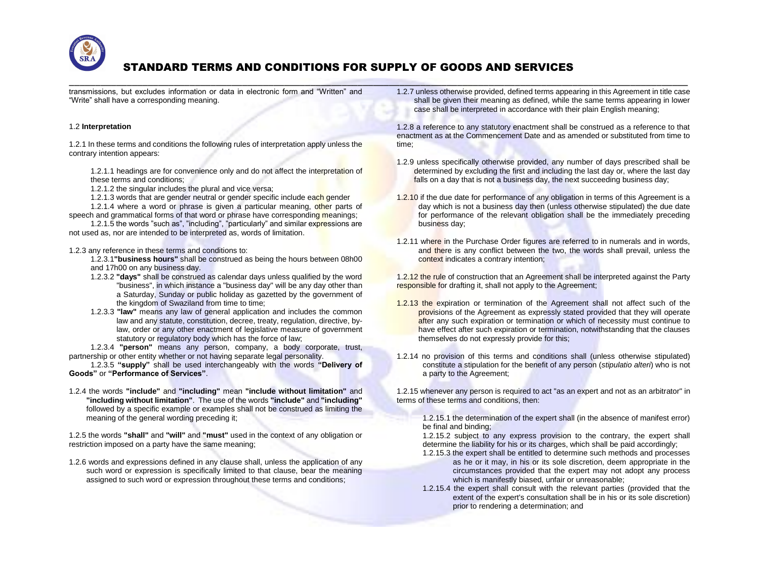transmissions, but excludes information or data in electronic form and "Written" and "Write" shall have a corresponding meaning.

1.2 **Interpretation**

1.2.1 In these terms and conditions the following rules of interpretation apply unless the contrary intention appears:

1.2.1.1 headings are for convenience only and do not affect the interpretation of these terms and conditions;

1.2.1.2 the singular includes the plural and vice versa;

1.2.1.3 words that are gender neutral or gender specific include each gender

1.2.1.4 where a word or phrase is given a particular meaning, other parts of speech and grammatical forms of that word or phrase have corresponding meanings;

1.2.1.5 the words "such as", "including", "particularly" and similar expressions are not used as, nor are intended to be interpreted as, words of limitation.

1.2.3 any reference in these terms and conditions to:

1.2.3.1 **"business hours"** shall be construed as being the hours between 08h00 and 17h00 on any business day.

1.2.3.2 **"days"** shall be construed as calendar days unless qualified by the word "business", in which instance a "business day" will be any day other than a Saturday, Sunday or public holiday as gazetted by the government of the kingdom of Swaziland from time to time;

1.2.3.3 **"law"** means any law of general application and includes the common law and any statute, constitution, decree, treaty, regulation, directive, by-law, order or any other enactment of legislative measure of government statutory or regulatory body which has the force of law;

1.2.3.4 **"person"** means any person, company, a body corporate, trust, partnership or other entity whether or not having separate legal personality.

1.2.3.5 **"supply"** shall be used interchangeably with the words **"Delivery of Goods"** or **"Performance of Services"**.

1.2.4 the words **"include"** and **"including"** mean **"include without limitation"** and **"including without limitation"**. The use of the words **"include"** and **"including"** followed by a specific example or examples shall not be construed as limiting the meaning of the general wording preceding it;

1.2.5 the words **"shall"** and **"will"** and **"must"** used in the context of any obligation or restriction imposed on a party have the same meaning;

1.2.6 words and expressions defined in any clause shall, unless the application of any such word or expression is specifically limited to that clause, bear the meaning assigned to such word or expression throughout these terms and conditions;

1.2.7 unless otherwise provided, defined terms appearing in this Agreement in title case shall be given their meaning as defined, while the same terms appearing in lower case shall be interpreted in accordance with their plain English meaning;

1.2.8 a reference to any statutory enactment shall be construed as a reference to that enactment as at the Commencement Date and as amended or substituted from time to time;

1.2.9 unless specifically otherwise provided, any number of days prescribed shall be determined by excluding the first and including the last day or, where the last day falls on a day that is not a business day, the next succeeding business day;

1.2.10 if the due date for performance of any obligation in terms of this Agreement is a day which is not a business day then (unless otherwise stipulated) the due date for performance of the relevant obligation shall be the immediately preceding business day;

1.2.11 where in the Purchase Order figures are referred to in numerals and in words, and there is any conflict between the two, the words shall prevail, unless the context indicates a contrary intention;

1.2.12 the rule of construction that an Agreement shall be interpreted against the Party responsible for drafting it, shall not apply to the Agreement;

1.2.13 the expiration or termination of the Agreement shall not affect such of the provisions of the Agreement as expressly stated provided that they will operate after any such expiration or termination or which of necessity must continue to have effect after such expiration or termination, notwithstanding that the clauses themselves do not expressly provide for this;

1.2.14 no provision of this terms and conditions shall (unless otherwise stipulated) constitute a stipulation for the benefit of any person (*stipulatio alteri*) who is not a party to the Agreement;

1.2.15 whenever any person is required to act "as an expert and not as an arbitrator" in terms of these terms and conditions, then:

1.2.15.1 the determination of the expert shall (in the absence of manifest error) be final and binding;

1.2.15.2 subject to any express provision to the contrary, the expert shall determine the liability for his or its charges, which shall be paid accordingly;

1.2.15.3 the expert shall be entitled to determine such methods and processes as he or it may, in his or its sole discretion, deem appropriate in the circumstances provided that the expert may not adopt any process which is manifestly biased, unfair or unreasonable;

1.2.15.4 the expert shall consult with the relevant parties (provided that the extent of the expert's consultation shall be in his or its sole discretion) prior to rendering a determination; and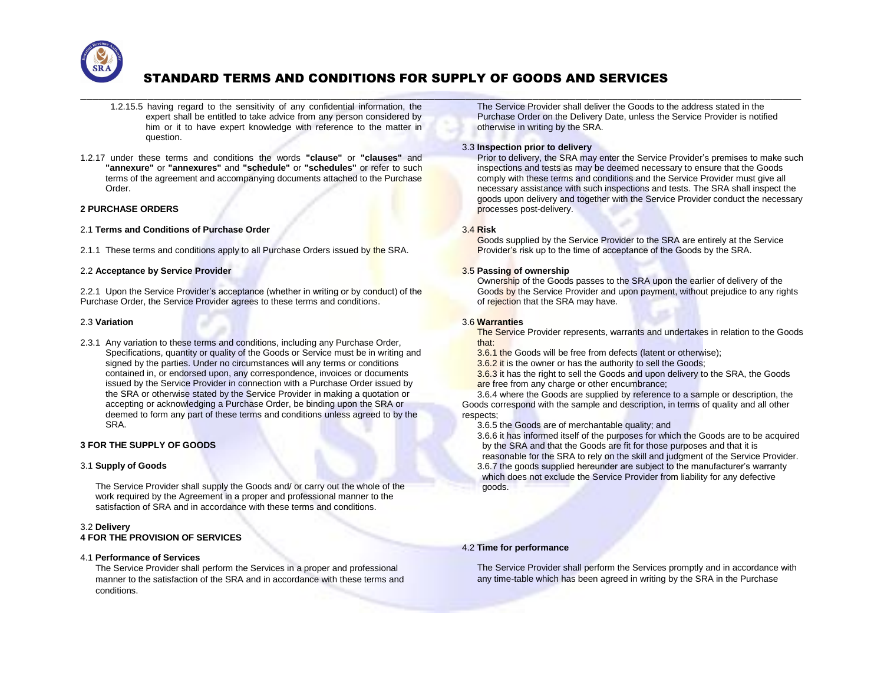1.2.15.5 having regard to the sensitivity of any confidential information, the expert shall be entitled to take advice from any person considered by him or it to have expert knowledge with reference to the matter in question.

1.2.17 under these terms and conditions the words **"clause"** or **"clauses"** and **"annexure"** or **"annexures"** and **"schedule"** or **"schedules"** or refer to such terms of the agreement and accompanying documents attached to the Purchase Order.

**2 PURCHASE ORDERS**

2.1 **Terms and Conditions of Purchase Order**

2.1.1 These terms and conditions apply to all Purchase Orders issued by the SRA.

2.2 **Acceptance by Service Provider**

2.2.1 Upon the Service Provider's acceptance (whether in writing or by conduct) of the Purchase Order, the Service Provider agrees to these terms and conditions.

2.3 **Variation**

2.3.1 Any variation to these terms and conditions, including any Purchase Order, Specifications, quantity or quality of the Goods or Service must be in writing and signed by the parties. Under no circumstances will any terms or conditions contained in, or endorsed upon, any correspondence, invoices or documents issued by the Service Provider in connection with a Purchase Order issued by the SRA or otherwise stated by the Service Provider in making a quotation or accepting or acknowledging a Purchase Order, be binding upon the SRA or deemed to form any part of these terms and conditions unless agreed to by the SRA.

**3 FOR THE SUPPLY OF GOODS**

3.1 **Supply of Goods**

The Service Provider shall supply the Goods and/ or carry out the whole of the work required by the Agreement in a proper and professional manner to the satisfaction of SRA and in accordance with these terms and conditions.

3.2 **Delivery**

The Service Provider shall deliver the Goods to the address stated in the Purchase Order on the Delivery Date, unless the Service Provider is notified otherwise in writing by the SRA.

3.3 **Inspection prior to delivery**

Prior to delivery, the SRA may enter the Service Provider's premises to make such inspections and tests as may be deemed necessary to ensure that the Goods comply with these terms and conditions and the Service Provider must give all necessary assistance with such inspections and tests. The SRA shall inspect the goods upon delivery and together with the Service Provider conduct the necessary processes post-delivery.

3.4 **Risk**

Goods supplied by the Service Provider to the SRA are entirely at the Service Provider's risk up to the time of acceptance of the Goods by the SRA.

3.5 **Passing of ownership**

Ownership of the Goods passes to the SRA upon the earlier of delivery of the Goods by the Service Provider and upon payment, without prejudice to any rights of rejection that the SRA may have.

3.6 **Warranties**

The Service Provider represents, warrants and undertakes in relation to the Goods that:

3.6.1 the Goods will be free from defects (latent or otherwise);

3.6.2 it is the owner or has the authority to sell the Goods;

3.6.3 it has the right to sell the Goods and upon delivery to the SRA, the Goods are free from any charge or other encumbrance;

3.6.4 where the Goods are supplied by reference to a sample or description, the Goods correspond with the sample and description, in terms of quality and all other respects;

3.6.5 the Goods are of merchantable quality; and

3.6.6 it has informed itself of the purposes for which the Goods are to be acquired by the SRA and that the Goods are fit for those purposes and that it is reasonable for the SRA to rely on the skill and judgment of the Service Provider.

3.6.7 the goods supplied hereunder are subject to the manufacturer's warranty which does not exclude the Service Provider from liability for any defective goods.

**4 FOR THE PROVISION OF SERVICES**

4.1 **Performance of Services**

The Service Provider shall perform the Services in a proper and professional manner to the satisfaction of the SRA and in accordance with these terms and conditions.

4.2 **Time for performance**

The Service Provider shall perform the Services promptly and in accordance with any time-table which has been agreed in writing by the SRA in the Purchase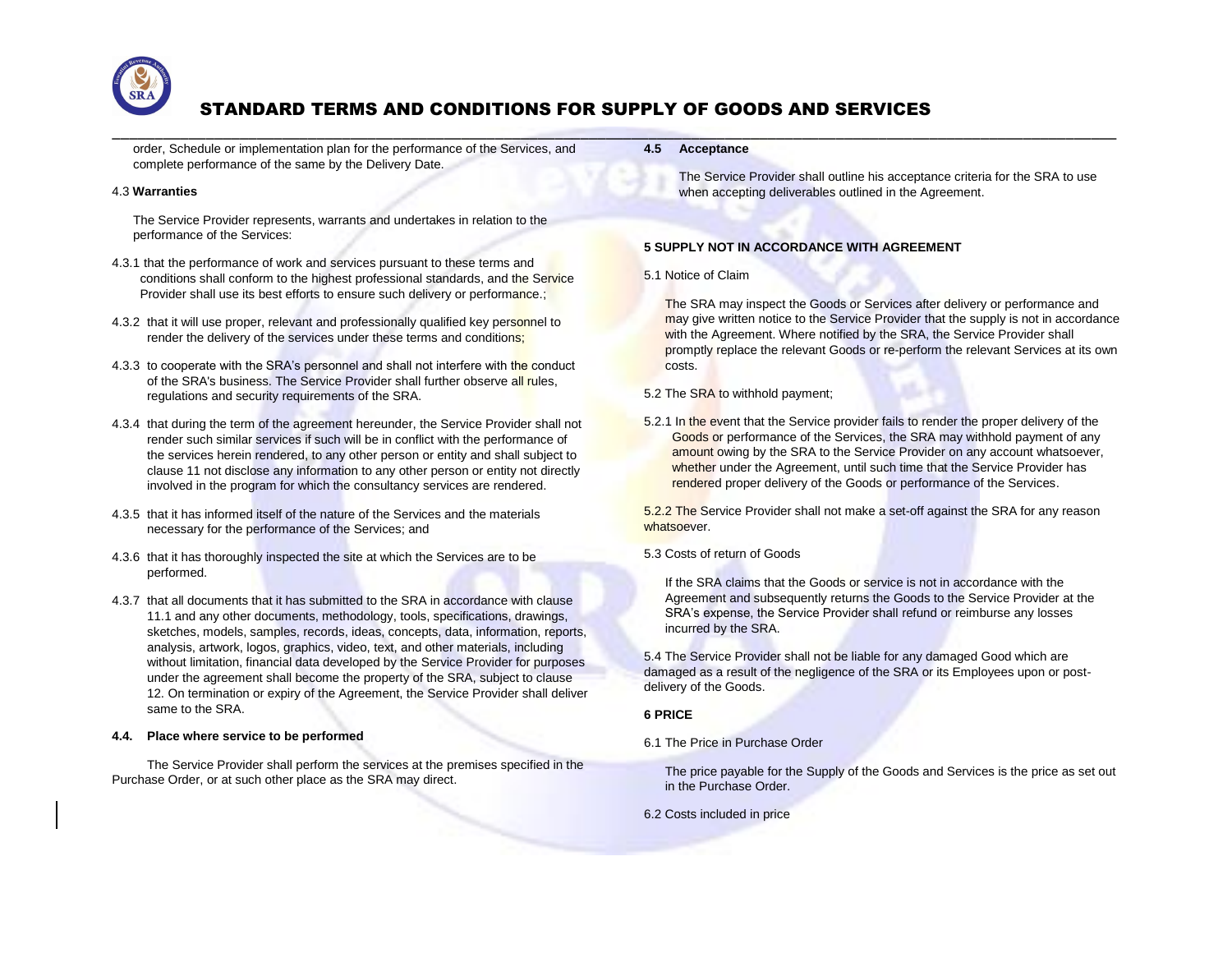order, Schedule or implementation plan for the performance of the Services, and complete performance of the same by the Delivery Date.

4.3 **Warranties**

The Service Provider represents, warrants and undertakes in relation to the performance of the Services:

4.3.1 that the performance of work and services pursuant to these terms and conditions shall conform to the highest professional standards, and the Service Provider shall use its best efforts to ensure such delivery or performance.;

4.3.2 that it will use proper, relevant and professionally qualified key personnel to render the delivery of the services under these terms and conditions;

4.3.3 to cooperate with the SRA's personnel and shall not interfere with the conduct of the SRA's business. The Service Provider shall further observe all rules, regulations and security requirements of the SRA.

4.3.4 that during the term of the agreement hereunder, the Service Provider shall not render such similar services if such will be in conflict with the performance of the services herein rendered, to any other person or entity and shall subject to clause 11 not disclose any information to any other person or entity not directly involved in the program for which the consultancy services are rendered.

4.3.5 that it has informed itself of the nature of the Services and the materials necessary for the performance of the Services; and

4.3.6 that it has thoroughly inspected the site at which the Services are to be performed.

4.3.7 that all documents that it has submitted to the SRA in accordance with clause 11.1 and any other documents, methodology, tools, specifications, drawings, sketches, models, samples, records, ideas, concepts, data, information, reports, analysis, artwork, logos, graphics, video, text, and other materials, including without limitation, financial data developed by the Service Provider for purposes under the agreement shall become the property of the SRA, subject to clause 12. On termination or expiry of the Agreement, the Service Provider shall deliver same to the SRA.

**4.4. Place where service to be performed**

The Service Provider shall perform the services at the premises specified in the Purchase Order, or at such other place as the SRA may direct.

**4.5 Acceptance**

The Service Provider shall outline his acceptance criteria for the SRA to use when accepting deliverables outlined in the Agreement.

**5 SUPPLY NOT IN ACCORDANCE WITH AGREEMENT**

5.1 Notice of Claim

The SRA may inspect the Goods or Services after delivery or performance and may give written notice to the Service Provider that the supply is not in accordance with the Agreement. Where notified by the SRA, the Service Provider shall promptly replace the relevant Goods or re-perform the relevant Services at its own costs.

5.2 The SRA to withhold payment;

5.2.1 In the event that the Service provider fails to render the proper delivery of the Goods or performance of the Services, the SRA may withhold payment of any amount owing by the SRA to the Service Provider on any account whatsoever, whether under the Agreement, until such time that the Service Provider has rendered proper delivery of the Goods or performance of the Services.

5.2.2 The Service Provider shall not make a set-off against the SRA for any reason whatsoever.

5.3 Costs of return of Goods

If the SRA claims that the Goods or service is not in accordance with the Agreement and subsequently returns the Goods to the Service Provider at the SRA's expense, the Service Provider shall refund or reimburse any losses incurred by the SRA.

5.4 The Service Provider shall not be liable for any damaged Good which are damaged as a result of the negligence of the SRA or its Employees upon or post-delivery of the Goods.

**6 PRICE**

6.1 The Price in Purchase Order

The price payable for the Supply of the Goods and Services is the price as set out in the Purchase Order.

6.2 Costs included in price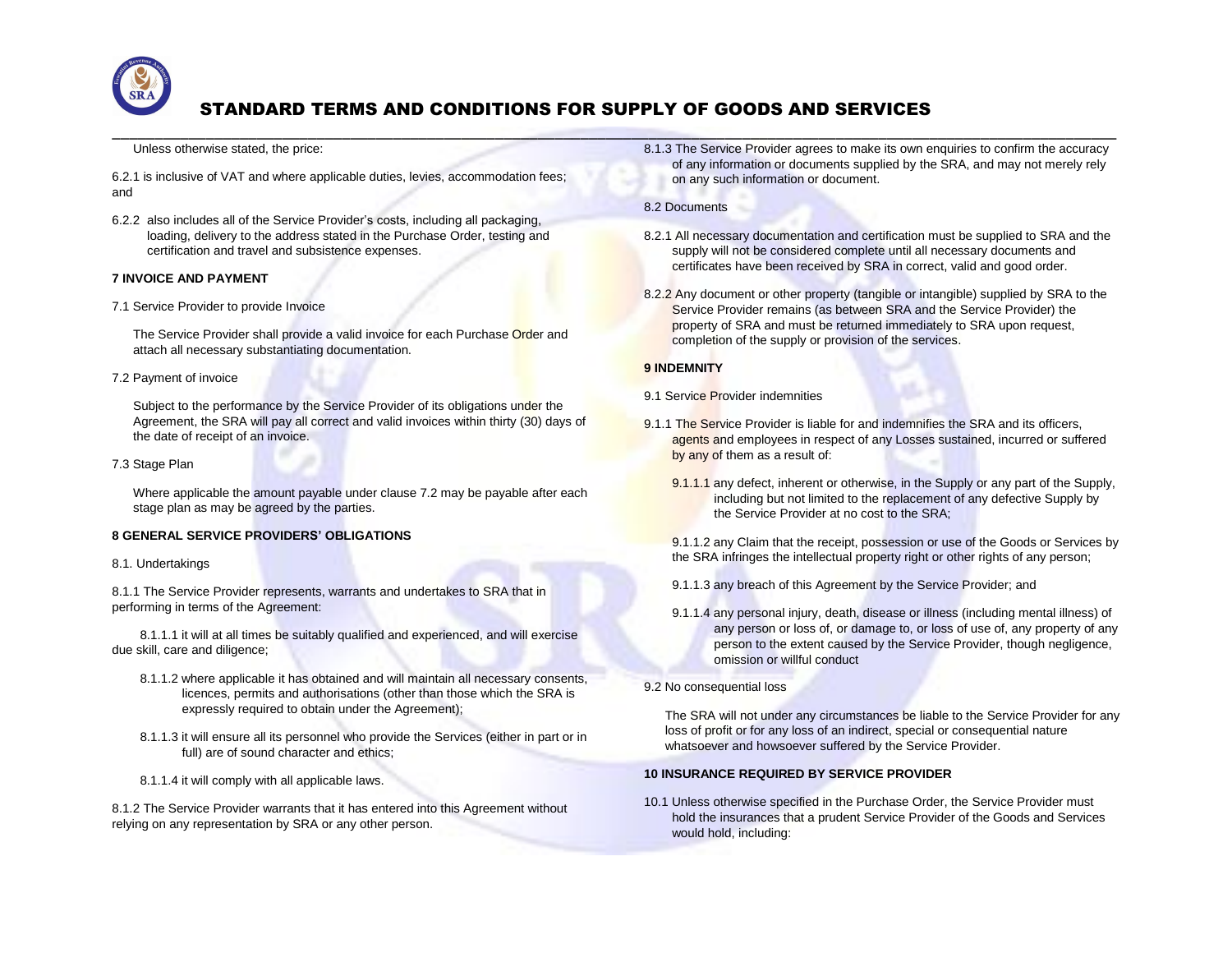Unless otherwise stated, the price:

6.2.1 is inclusive of VAT and where applicable duties, levies, accommodation fees; and

6.2.2 also includes all of the Service Provider's costs, including all packaging, loading, delivery to the address stated in the Purchase Order, testing and certification and travel and subsistence expenses.

**7 INVOICE AND PAYMENT**

7.1 Service Provider to provide Invoice

The Service Provider shall provide a valid invoice for each Purchase Order and attach all necessary substantiating documentation.

7.2 Payment of invoice

Subject to the performance by the Service Provider of its obligations under the Agreement, the SRA will pay all correct and valid invoices within thirty (30) days of the date of receipt of an invoice.

7.3 Stage Plan

Where applicable the amount payable under clause 7.2 may be payable after each stage plan as may be agreed by the parties.

**8 GENERAL SERVICE PROVIDERS' OBLIGATIONS**

8.1. Undertakings

8.1.1 The Service Provider represents, warrants and undertakes to SRA that in performing in terms of the Agreement:

8.1.1.1 it will at all times be suitably qualified and experienced, and will exercise due skill, care and diligence;

8.1.1.2 where applicable it has obtained and will maintain all necessary consents, licences, permits and authorisations (other than those which the SRA is expressly required to obtain under the Agreement);

8.1.1.3 it will ensure all its personnel who provide the Services (either in part or in full) are of sound character and ethics;

8.1.1.4 it will comply with all applicable laws.

8.1.2 The Service Provider warrants that it has entered into this Agreement without relying on any representation by SRA or any other person.

8.1.3 The Service Provider agrees to make its own enquiries to confirm the accuracy of any information or documents supplied by the SRA, and may not merely rely on any such information or document.

8.2 Documents

8.2.1 All necessary documentation and certification must be supplied to SRA and the supply will not be considered complete until all necessary documents and certificates have been received by SRA in correct, valid and good order.

8.2.2 Any document or other property (tangible or intangible) supplied by SRA to the Service Provider remains (as between SRA and the Service Provider) the property of SRA and must be returned immediately to SRA upon request, completion of the supply or provision of the services.

**9 INDEMNITY**

9.1 Service Provider indemnities

9.1.1 The Service Provider is liable for and indemnifies the SRA and its officers, agents and employees in respect of any Losses sustained, incurred or suffered by any of them as a result of:

9.1.1.1 any defect, inherent or otherwise, in the Supply or any part of the Supply, including but not limited to the replacement of any defective Supply by the Service Provider at no cost to the SRA;

9.1.1.2 any Claim that the receipt, possession or use of the Goods or Services by the SRA infringes the intellectual property right or other rights of any person;

9.1.1.3 any breach of this Agreement by the Service Provider; and

9.1.1.4 any personal injury, death, disease or illness (including mental illness) of any person or loss of, or damage to, or loss of use of, any property of any person to the extent caused by the Service Provider, though negligence, omission or willful conduct

9.2 No consequential loss

The SRA will not under any circumstances be liable to the Service Provider for any loss of profit or for any loss of an indirect, special or consequential nature whatsoever and howsoever suffered by the Service Provider.

**10 INSURANCE REQUIRED BY SERVICE PROVIDER**

10.1 Unless otherwise specified in the Purchase Order, the Service Provider must hold the insurances that a prudent Service Provider of the Goods and Services would hold, including: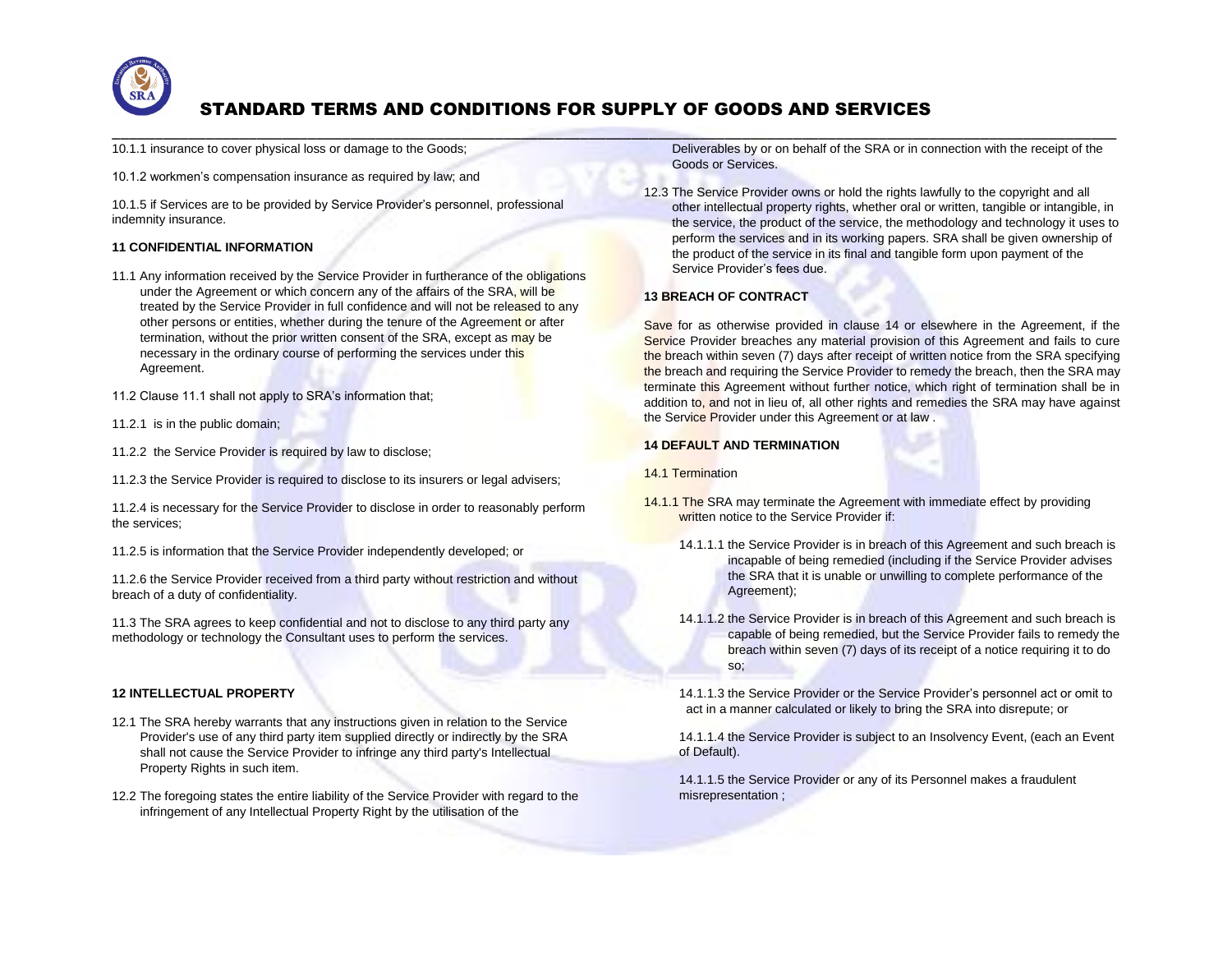10.1.1 insurance to cover physical loss or damage to the Goods;

10.1.2 workmen's compensation insurance as required by law; and

10.1.5 if Services are to be provided by Service Provider's personnel, professional indemnity insurance.

**11 CONFIDENTIAL INFORMATION**

11.1 Any information received by the Service Provider in furtherance of the obligations under the Agreement or which concern any of the affairs of the SRA, will be treated by the Service Provider in full confidence and will not be released to any other persons or entities, whether during the tenure of the Agreement or after termination, without the prior written consent of the SRA, except as may be necessary in the ordinary course of performing the services under this Agreement.

11.2 Clause 11.1 shall not apply to SRA's information that;

11.2.1 is in the public domain;

11.2.2 the Service Provider is required by law to disclose;

11.2.3 the Service Provider is required to disclose to its insurers or legal advisers;

11.2.4 is necessary for the Service Provider to disclose in order to reasonably perform the services;

11.2.5 is information that the Service Provider independently developed; or

11.2.6 the Service Provider received from a third party without restriction and without breach of a duty of confidentiality.

11.3 The SRA agrees to keep confidential and not to disclose to any third party any methodology or technology the Consultant uses to perform the services.

**12 INTELLECTUAL PROPERTY**

12.1 The SRA hereby warrants that any instructions given in relation to the Service Provider's use of any third party item supplied directly or indirectly by the SRA shall not cause the Service Provider to infringe any third party's Intellectual Property Rights in such item.

12.2 The foregoing states the entire liability of the Service Provider with regard to the infringement of any Intellectual Property Right by the utilisation of the Deliverables by or on behalf of the SRA or in connection with the receipt of the Goods or Services.

12.3 The Service Provider owns or hold the rights lawfully to the copyright and all other intellectual property rights, whether oral or written, tangible or intangible, in the service, the product of the service, the methodology and technology it uses to perform the services and in its working papers. SRA shall be given ownership of the product of the service in its final and tangible form upon payment of the Service Provider's fees due.

**13 BREACH OF CONTRACT**

Save for as otherwise provided in clause 14 or elsewhere in the Agreement, if the Service Provider breaches any material provision of this Agreement and fails to cure the breach within seven (7) days after receipt of written notice from the SRA specifying the breach and requiring the Service Provider to remedy the breach, then the SRA may terminate this Agreement without further notice, which right of termination shall be in addition to, and not in lieu of, all other rights and remedies the SRA may have against the Service Provider under this Agreement or at law .

**14 DEFAULT AND TERMINATION**

14.1 Termination

14.1.1 The SRA may terminate the Agreement with immediate effect by providing written notice to the Service Provider if:

14.1.1.1 the Service Provider is in breach of this Agreement and such breach is incapable of being remedied (including if the Service Provider advises the SRA that it is unable or unwilling to complete performance of the Agreement);

14.1.1.2 the Service Provider is in breach of this Agreement and such breach is capable of being remedied, but the Service Provider fails to remedy the breach within seven (7) days of its receipt of a notice requiring it to do so;

14.1.1.3 the Service Provider or the Service Provider's personnel act or omit to act in a manner calculated or likely to bring the SRA into disrepute; or

14.1.1.4 the Service Provider is subject to an Insolvency Event, (each an Event of Default).

14.1.1.5 the Service Provider or any of its Personnel makes a fraudulent misrepresentation ;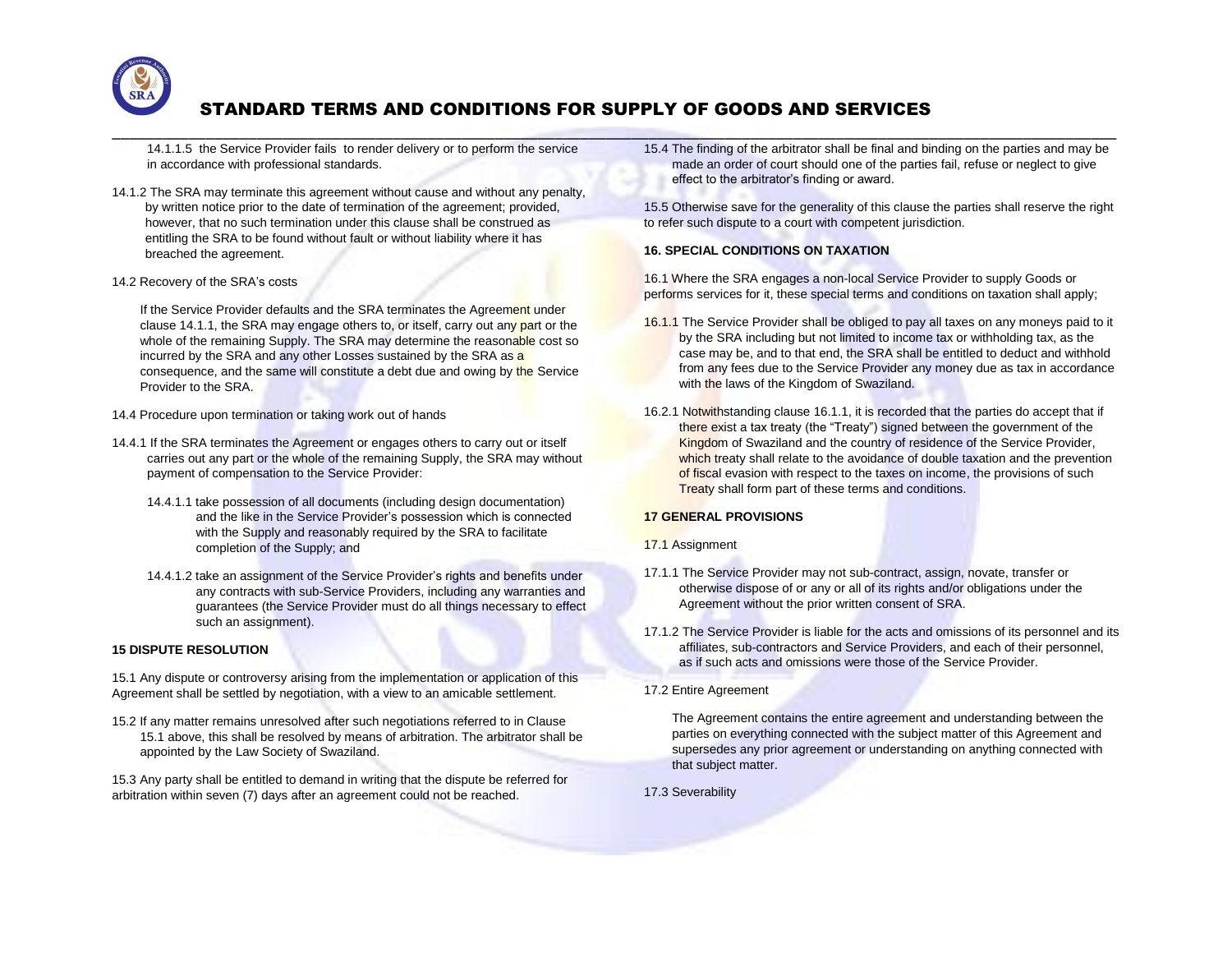14.1.1.5 the Service Provider fails to render delivery or to perform the service in accordance with professional standards.

14.1.2 The SRA may terminate this agreement without cause and without any penalty, by written notice prior to the date of termination of the agreement; provided, however, that no such termination under this clause shall be construed as entitling the SRA to be found without fault or without liability where it has breached the agreement.

14.2 Recovery of the SRA's costs

If the Service Provider defaults and the SRA terminates the Agreement under clause 14.1.1, the SRA may engage others to, or itself, carry out any part or the whole of the remaining Supply. The SRA may determine the reasonable cost so incurred by the SRA and any other Losses sustained by the SRA as a consequence, and the same will constitute a debt due and owing by the Service Provider to the SRA.

14.4 Procedure upon termination or taking work out of hands

14.4.1 If the SRA terminates the Agreement or engages others to carry out or itself carries out any part or the whole of the remaining Supply, the SRA may without payment of compensation to the Service Provider:

14.4.1.1 take possession of all documents (including design documentation) and the like in the Service Provider's possession which is connected with the Supply and reasonably required by the SRA to facilitate completion of the Supply; and

14.4.1.2 take an assignment of the Service Provider's rights and benefits under any contracts with sub-Service Providers, including any warranties and guarantees (the Service Provider must do all things necessary to effect such an assignment).

**15 DISPUTE RESOLUTION**

15.1 Any dispute or controversy arising from the implementation or application of this Agreement shall be settled by negotiation, with a view to an amicable settlement.

15.2 If any matter remains unresolved after such negotiations referred to in Clause 15.1 above, this shall be resolved by means of arbitration. The arbitrator shall be appointed by the Law Society of Swaziland.

15.3 Any party shall be entitled to demand in writing that the dispute be referred for arbitration within seven (7) days after an agreement could not be reached.

15.4 The finding of the arbitrator shall be final and binding on the parties and may be made an order of court should one of the parties fail, refuse or neglect to give effect to the arbitrator's finding or award.

15.5 Otherwise save for the generality of this clause the parties shall reserve the right to refer such dispute to a court with competent jurisdiction.

**16. SPECIAL CONDITIONS ON TAXATION**

16.1 Where the SRA engages a non-local Service Provider to supply Goods or performs services for it, these special terms and conditions on taxation shall apply;

16.1.1 The Service Provider shall be obliged to pay all taxes on any moneys paid to it by the SRA including but not limited to income tax or withholding tax, as the case may be, and to that end, the SRA shall be entitled to deduct and withhold from any fees due to the Service Provider any money due as tax in accordance with the laws of the Kingdom of Swaziland.

16.2.1 Notwithstanding clause 16.1.1, it is recorded that the parties do accept that if there exist a tax treaty (the "Treaty") signed between the government of the Kingdom of Swaziland and the country of residence of the Service Provider, which treaty shall relate to the avoidance of double taxation and the prevention of fiscal evasion with respect to the taxes on income, the provisions of such Treaty shall form part of these terms and conditions.

**17 GENERAL PROVISIONS**

17.1 Assignment

17.1.1 The Service Provider may not sub-contract, assign, novate, transfer or otherwise dispose of or any or all of its rights and/or obligations under the Agreement without the prior written consent of SRA.

17.1.2 The Service Provider is liable for the acts and omissions of its personnel and its affiliates, sub-contractors and Service Providers, and each of their personnel, as if such acts and omissions were those of the Service Provider.

17.2 Entire Agreement

The Agreement contains the entire agreement and understanding between the parties on everything connected with the subject matter of this Agreement and supersedes any prior agreement or understanding on anything connected with that subject matter.

17.3 Severability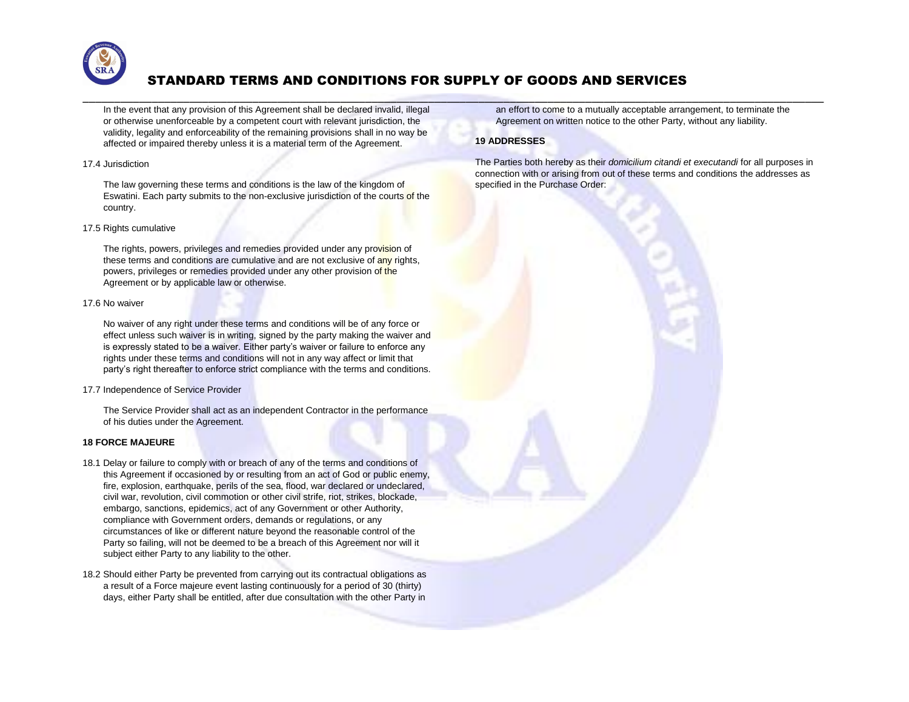In the event that any provision of this Agreement shall be declared invalid, illegal or otherwise unenforceable by a competent court with relevant jurisdiction, the validity, legality and enforceability of the remaining provisions shall in no way be affected or impaired thereby unless it is a material term of the Agreement.

17.4 Jurisdiction

The law governing these terms and conditions is the law of the kingdom of Eswatini. Each party submits to the non-exclusive jurisdiction of the courts of the country.

17.5 Rights cumulative

The rights, powers, privileges and remedies provided under any provision of these terms and conditions are cumulative and are not exclusive of any rights, powers, privileges or remedies provided under any other provision of the Agreement or by applicable law or otherwise.

17.6 No waiver

No waiver of any right under these terms and conditions will be of any force or effect unless such waiver is in writing, signed by the party making the waiver and is expressly stated to be a waiver. Either party's waiver or failure to enforce any rights under these terms and conditions will not in any way affect or limit that party's right thereafter to enforce strict compliance with the terms and conditions.

17.7 Independence of Service Provider

The Service Provider shall act as an independent Contractor in the performance of his duties under the Agreement.

**18 FORCE MAJEURE**

18.1 Delay or failure to comply with or breach of any of the terms and conditions of this Agreement if occasioned by or resulting from an act of God or public enemy, fire, explosion, earthquake, perils of the sea, flood, war declared or undeclared, civil war, revolution, civil commotion or other civil strife, riot, strikes, blockade, embargo, sanctions, epidemics, act of any Government or other Authority, compliance with Government orders, demands or regulations, or any circumstances of like or different nature beyond the reasonable control of the Party so failing, will not be deemed to be a breach of this Agreement nor will it subject either Party to any liability to the other.

18.2 Should either Party be prevented from carrying out its contractual obligations as a result of a Force majeure event lasting continuously for a period of 30 (thirty) days, either Party shall be entitled, after due consultation with the other Party in an effort to come to a mutually acceptable arrangement, to terminate the Agreement on written notice to the other Party, without any liability.

**19 ADDRESSES**

The Parties both hereby as their *domicilium citandi et executandi* for all purposes in connection with or arising from out of these terms and conditions the addresses as specified in the Purchase Order: